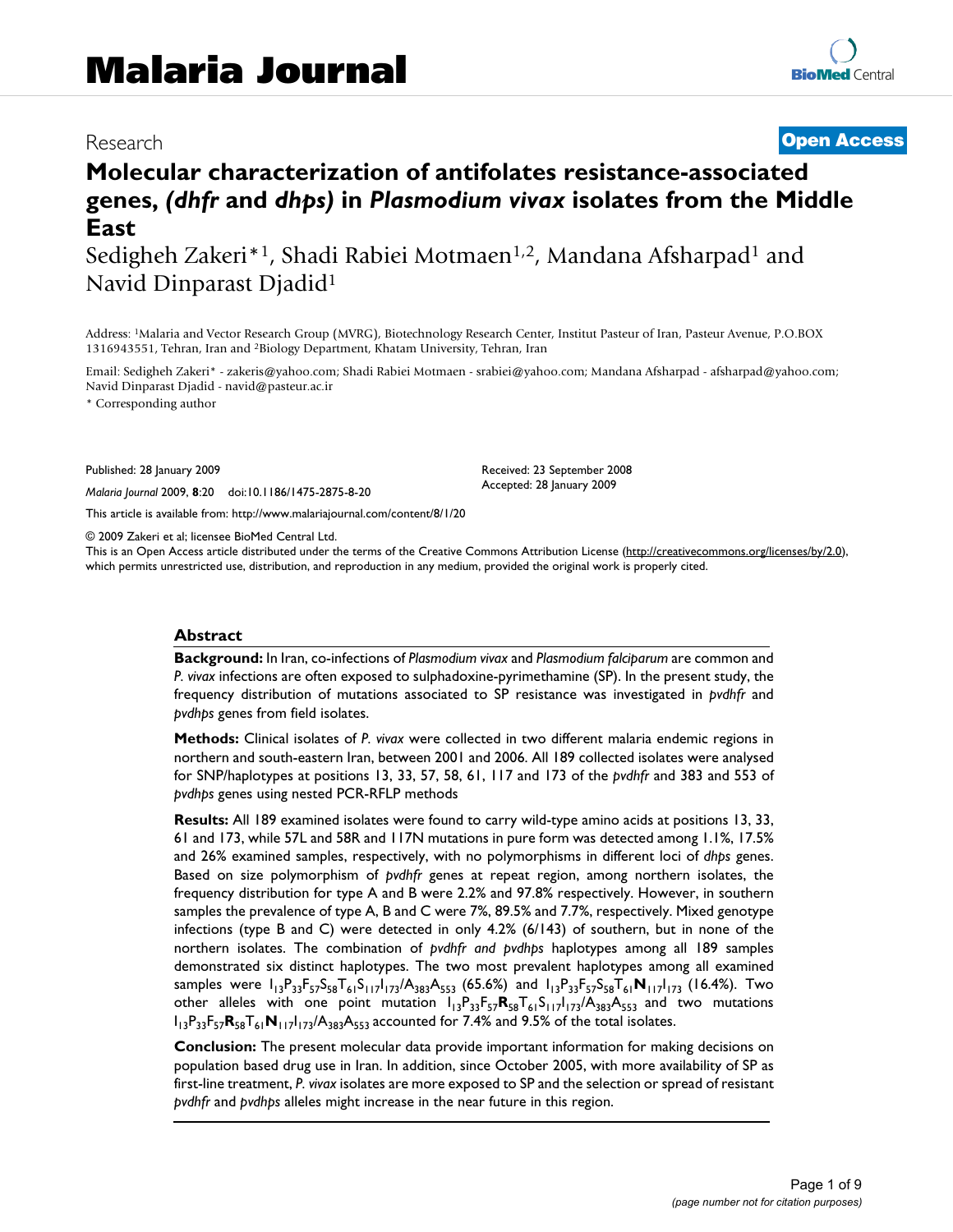# Molecular characterization of antifolates resistance-associated genes, *(dhfr* and *dhps)* in *Plasmodium vivax* isolates from the Middle East

Sedigheh Zakeri*[1], Shadi Rabiei Motmaen[1,2], Mandana Afsharpad[1] and Navid Dinparast Djadid[1]

Address: [1]Malaria and Vector Research Group (MVRG), Biotechnology Research Center, Institut Pasteur of Iran, Pasteur Avenue, P.O.BOX 1316943551, Tehran, Iran and [2]Biology Department, Khatam University, Tehran, Iran

Email: Sedigheh Zakeri* - zakeris@yahoo.com; Shadi Rabiei Motmaen - srabiei@yahoo.com; Mandana Afsharpad - afsharpad@yahoo.com; Navid Dinparast Djadid - navid@pasteur.ac.ir

\* Corresponding author

Published: 28 January 2009

*Malaria Journal* 2009, **8**:20 doi:10.1186/1475-2875-8-20

Received: 23 September 2008
Accepted: 28 January 2009

This article is available from: http://www.malariajournal.com/content/8/1/20

© 2009 Zakeri et al; licensee BioMed Central Ltd.

This is an Open Access article distributed under the terms of the Creative Commons Attribution License (http://creativecommons.org/licenses/by/2.0), which permits unrestricted use, distribution, and reproduction in any medium, provided the original work is properly cited.

## Abstract

**Background:** In Iran, co-infections of *Plasmodium vivax* and *Plasmodium falciparum* are common and *P. vivax* infections are often exposed to sulphadoxine-pyrimethamine (SP). In the present study, the frequency distribution of mutations associated to SP resistance was investigated in *pvdhfr* and *pvdhps* genes from field isolates.

**Methods:** Clinical isolates of *P. vivax* were collected in two different malaria endemic regions in northern and south-eastern Iran, between 2001 and 2006. All 189 collected isolates were analysed for SNP/haplotypes at positions 13, 33, 57, 58, 61, 117 and 173 of the *pvdhfr* and 383 and 553 of *pvdhps* genes using nested PCR-RFLP methods

**Results:** All 189 examined isolates were found to carry wild-type amino acids at positions 13, 33, 61 and 173, while 57L and 58R and 117N mutations in pure form was detected among 1.1%, 17.5% and 26% examined samples, respectively, with no polymorphisms in different loci of *dhps* genes. Based on size polymorphism of *pvdhfr* genes at repeat region, among northern isolates, the frequency distribution for type A and B were 2.2% and 97.8% respectively. However, in southern samples the prevalence of type A, B and C were 7%, 89.5% and 7.7%, respectively. Mixed genotype infections (type B and C) were detected in only 4.2% (6/143) of southern, but in none of the northern isolates. The combination of *pvdhfr and pvdhps* haplotypes among all 189 samples demonstrated six distinct haplotypes. The two most prevalent haplotypes among all examined samples were $I_{13}P_{33}F_{57}S_{58}T_{61}S_{117}I_{173}/A_{383}A_{553}$ (65.6%) and $I_{13}P_{33}F_{57}S_{58}T_{61}\mathbf{N}_{117}I_{173}$ (16.4%). Two other alleles with one point mutation $I_{13}P_{33}F_{57}\mathbf{R}_{58}T_{61}S_{117}I_{173}/A_{383}A_{553}$ and two mutations $I_{13}P_{33}F_{57}\mathbf{R}_{58}T_{61}\mathbf{N}_{117}I_{173}/A_{383}A_{553}$ accounted for 7.4% and 9.5% of the total isolates.

**Conclusion:** The present molecular data provide important information for making decisions on population based drug use in Iran. In addition, since October 2005, with more availability of SP as first-line treatment, *P. vivax* isolates are more exposed to SP and the selection or spread of resistant *pvdhfr* and *pvdhps* alleles might increase in the near future in this region.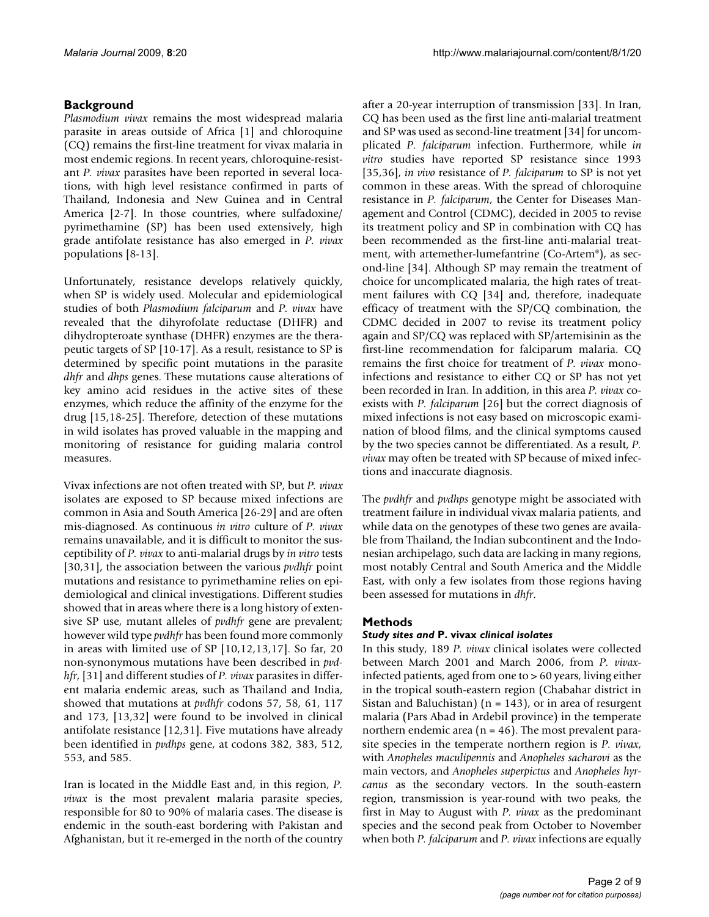## Background

*Plasmodium vivax* remains the most widespread malaria parasite in areas outside of Africa [1] and chloroquine (CQ) remains the first-line treatment for vivax malaria in most endemic regions. In recent years, chloroquine-resistant *P. vivax* parasites have been reported in several locations, with high level resistance confirmed in parts of Thailand, Indonesia and New Guinea and in Central America [2-7]. In those countries, where sulfadoxine/pyrimethamine (SP) has been used extensively, high grade antifolate resistance has also emerged in *P. vivax* populations [8-13].

Unfortunately, resistance develops relatively quickly, when SP is widely used. Molecular and epidemiological studies of both *Plasmodium falciparum* and *P. vivax* have revealed that the dihyrofolate reductase (DHFR) and dihydropteroate synthase (DHFR) enzymes are the therapeutic targets of SP [10-17]. As a result, resistance to SP is determined by specific point mutations in the parasite *dhfr* and *dhps* genes. These mutations cause alterations of key amino acid residues in the active sites of these enzymes, which reduce the affinity of the enzyme for the drug [15,18-25]. Therefore, detection of these mutations in wild isolates has proved valuable in the mapping and monitoring of resistance for guiding malaria control measures.

Vivax infections are not often treated with SP, but *P. vivax* isolates are exposed to SP because mixed infections are common in Asia and South America [26-29] and are often mis-diagnosed. As continuous *in vitro* culture of *P. vivax* remains unavailable, and it is difficult to monitor the susceptibility of *P. vivax* to anti-malarial drugs by *in vitro* tests [30,31], the association between the various *pvdhfr* point mutations and resistance to pyrimethamine relies on epidemiological and clinical investigations. Different studies showed that in areas where there is a long history of extensive SP use, mutant alleles of *pvdhfr* gene are prevalent; however wild type *pvdhfr* has been found more commonly in areas with limited use of SP [10,12,13,17]. So far, 20 non-synonymous mutations have been described in *pvdhfr*, [31] and different studies of *P. vivax* parasites in different malaria endemic areas, such as Thailand and India, showed that mutations at *pvdhfr* codons 57, 58, 61, 117 and 173, [13,32] were found to be involved in clinical antifolate resistance [12,31]. Five mutations have already been identified in *pvdhps* gene, at codons 382, 383, 512, 553, and 585.

Iran is located in the Middle East and, in this region, *P. vivax* is the most prevalent malaria parasite species, responsible for 80 to 90% of malaria cases. The disease is endemic in the south-east bordering with Pakistan and Afghanistan, but it re-emerged in the north of the country after a 20-year interruption of transmission [33]. In Iran, CQ has been used as the first line anti-malarial treatment and SP was used as second-line treatment [34] for uncomplicated *P. falciparum* infection. Furthermore, while *in vitro* studies have reported SP resistance since 1993 [35,36], *in vivo* resistance of *P. falciparum* to SP is not yet common in these areas. With the spread of chloroquine resistance in *P. falciparum*, the Center for Diseases Management and Control (CDMC), decided in 2005 to revise its treatment policy and SP in combination with CQ has been recommended as the first-line anti-malarial treatment, with artemether-lumefantrine (Co-Artem®), as second-line [34]. Although SP may remain the treatment of choice for uncomplicated malaria, the high rates of treatment failures with CQ [34] and, therefore, inadequate efficacy of treatment with the SP/CQ combination, the CDMC decided in 2007 to revise its treatment policy again and SP/CQ was replaced with SP/artemisinin as the first-line recommendation for falciparum malaria. CQ remains the first choice for treatment of *P. vivax* mono-infections and resistance to either CQ or SP has not yet been recorded in Iran. In addition, in this area *P. vivax* co-exists with *P. falciparum* [26] but the correct diagnosis of mixed infections is not easy based on microscopic examination of blood films, and the clinical symptoms caused by the two species cannot be differentiated. As a result, *P. vivax* may often be treated with SP because of mixed infections and inaccurate diagnosis.

The *pvdhfr* and *pvdhps* genotype might be associated with treatment failure in individual vivax malaria patients, and while data on the genotypes of these two genes are available from Thailand, the Indian subcontinent and the Indonesian archipelago, such data are lacking in many regions, most notably Central and South America and the Middle East, with only a few isolates from those regions having been assessed for mutations in *dhfr*.

## Methods

### *Study sites and* P. vivax *clinical isolates*

In this study, 189 *P. vivax* clinical isolates were collected between March 2001 and March 2006, from *P. vivax*-infected patients, aged from one to > 60 years, living either in the tropical south-eastern region (Chabahar district in Sistan and Baluchistan) (n = 143), or in area of resurgent malaria (Pars Abad in Ardebil province) in the temperate northern endemic area (n = 46). The most prevalent parasite species in the temperate northern region is *P. vivax*, with *Anopheles maculipennis* and *Anopheles sacharovi* as the main vectors, and *Anopheles superpictus* and *Anopheles hyrcanus* as the secondary vectors. In the south-eastern region, transmission is year-round with two peaks, the first in May to August with *P. vivax* as the predominant species and the second peak from October to November when both *P. falciparum* and *P. vivax* infections are equally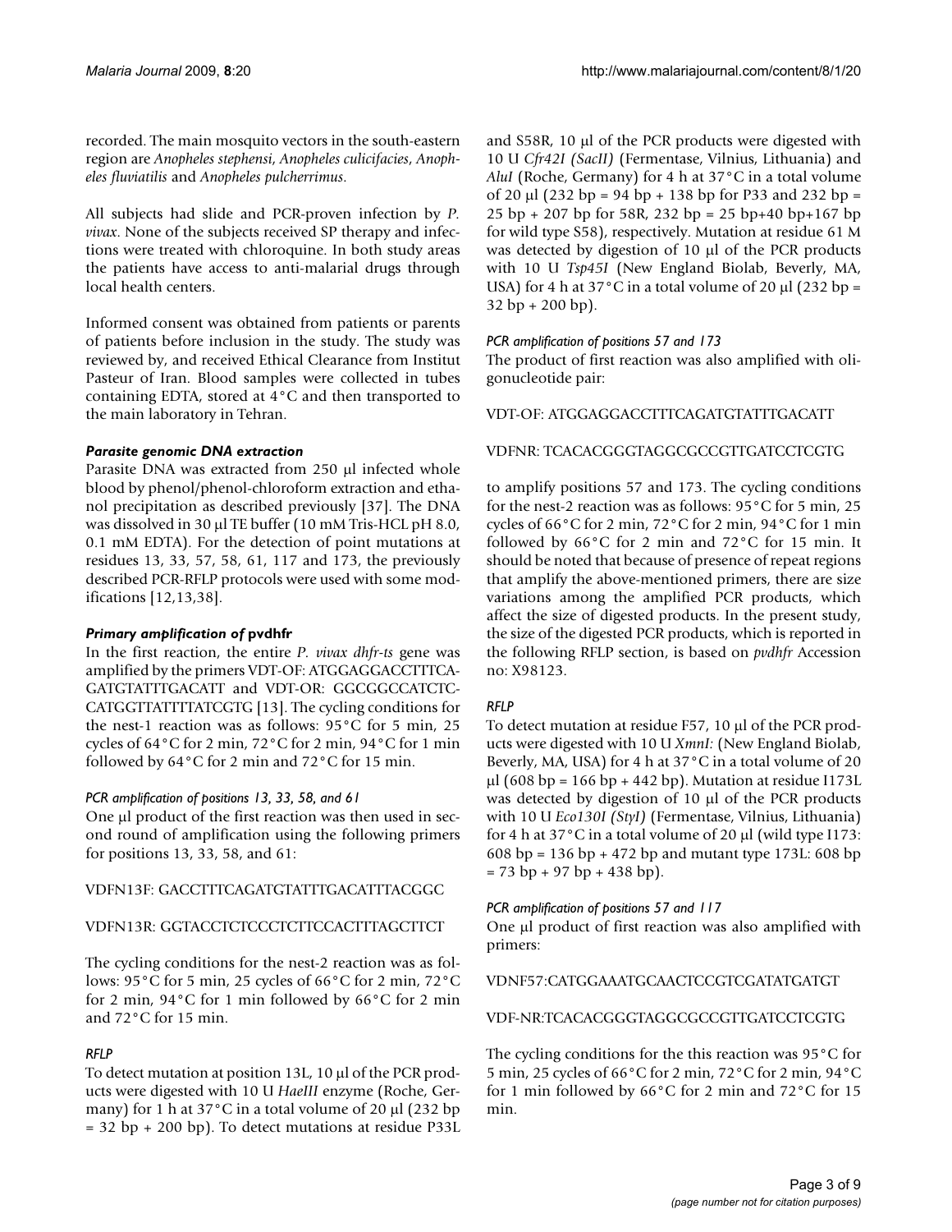recorded. The main mosquito vectors in the south-eastern region are *Anopheles stephensi*, *Anopheles culicifacies*, *Anopheles fluviatilis* and *Anopheles pulcherrimus*.

All subjects had slide and PCR-proven infection by *P. vivax*. None of the subjects received SP therapy and infections were treated with chloroquine. In both study areas the patients have access to anti-malarial drugs through local health centers.

Informed consent was obtained from patients or parents of patients before inclusion in the study. The study was reviewed by, and received Ethical Clearance from Institut Pasteur of Iran. Blood samples were collected in tubes containing EDTA, stored at 4°C and then transported to the main laboratory in Tehran.

### *Parasite genomic DNA extraction*

Parasite DNA was extracted from 250 μl infected whole blood by phenol/phenol-chloroform extraction and ethanol precipitation as described previously [37]. The DNA was dissolved in 30 μl TE buffer (10 mM Tris-HCL pH 8.0, 0.1 mM EDTA). For the detection of point mutations at residues 13, 33, 57, 58, 61, 117 and 173, the previously described PCR-RFLP protocols were used with some modifications [12,13,38].

### *Primary amplification of* pvdhfr

In the first reaction, the entire *P. vivax dhfr-ts* gene was amplified by the primers VDT-OF: ATGGAGGACCTTTCAGATGTATTTGACATT and VDT-OR: GGCGGCCATCTCCATGGTTATTTTATCGTG [13]. The cycling conditions for the nest-1 reaction was as follows: 95°C for 5 min, 25 cycles of 64°C for 2 min, 72°C for 2 min, 94°C for 1 min followed by 64°C for 2 min and 72°C for 15 min.

#### *PCR amplification of positions 13, 33, 58, and 61*

One μl product of the first reaction was then used in second round of amplification using the following primers for positions 13, 33, 58, and 61:

VDFN13F: GACCTTTCAGATGTATTTGACATTTACGGC

VDFN13R: GGTACCTCTCCCTCTTCCACTTTAGCTTCT

The cycling conditions for the nest-2 reaction was as follows: 95°C for 5 min, 25 cycles of 66°C for 2 min, 72°C for 2 min, 94°C for 1 min followed by 66°C for 2 min and 72°C for 15 min.

#### *RFLP*

To detect mutation at position 13L, 10 μl of the PCR products were digested with 10 U *HaeIII* enzyme (Roche, Germany) for 1 h at 37°C in a total volume of 20 μl (232 bp = 32 bp + 200 bp). To detect mutations at residue P33L and S58R, 10 μl of the PCR products were digested with 10 U *Cfr42I (SacII)* (Fermentase, Vilnius, Lithuania) and *AluI* (Roche, Germany) for 4 h at 37°C in a total volume of 20 μl (232 bp = 94 bp + 138 bp for P33 and 232 bp = 25 bp + 207 bp for 58R, 232 bp = 25 bp+40 bp+167 bp for wild type S58), respectively. Mutation at residue 61 M was detected by digestion of 10 μl of the PCR products with 10 U *Tsp45I* (New England Biolab, Beverly, MA, USA) for 4 h at 37°C in a total volume of 20 μl (232 bp = 32 bp + 200 bp).

#### *PCR amplification of positions 57 and 173*

The product of first reaction was also amplified with oligonucleotide pair:

VDT-OF: ATGGAGGACCTTTCAGATGTATTTGACATT

VDFNR: TCACACGGGTAGGCGCCGTTGATCCTCGTG

to amplify positions 57 and 173. The cycling conditions for the nest-2 reaction was as follows: 95°C for 5 min, 25 cycles of 66°C for 2 min, 72°C for 2 min, 94°C for 1 min followed by 66°C for 2 min and 72°C for 15 min. It should be noted that because of presence of repeat regions that amplify the above-mentioned primers, there are size variations among the amplified PCR products, which affect the size of digested products. In the present study, the size of the digested PCR products, which is reported in the following RFLP section, is based on *pvdhfr* Accession no: X98123.

#### *RFLP*

To detect mutation at residue F57, 10 μl of the PCR products were digested with 10 U *XmnI:* (New England Biolab, Beverly, MA, USA) for 4 h at 37°C in a total volume of 20 μl (608 bp = 166 bp + 442 bp). Mutation at residue I173L was detected by digestion of 10 μl of the PCR products with 10 U *Eco130I (StyI)* (Fermentase, Vilnius, Lithuania) for 4 h at 37°C in a total volume of 20 μl (wild type I173: 608 bp = 136 bp + 472 bp and mutant type 173L: 608 bp = 73 bp + 97 bp + 438 bp).

#### *PCR amplification of positions 57 and 117*

One μl product of first reaction was also amplified with primers:

VDNF57:CATGGAAATGCAACTCCGTCGATATGATGT

VDF-NR:TCACACGGGTAGGCGCCGTTGATCCTCGTG

The cycling conditions for the this reaction was 95°C for 5 min, 25 cycles of 66°C for 2 min, 72°C for 2 min, 94°C for 1 min followed by 66°C for 2 min and 72°C for 15 min.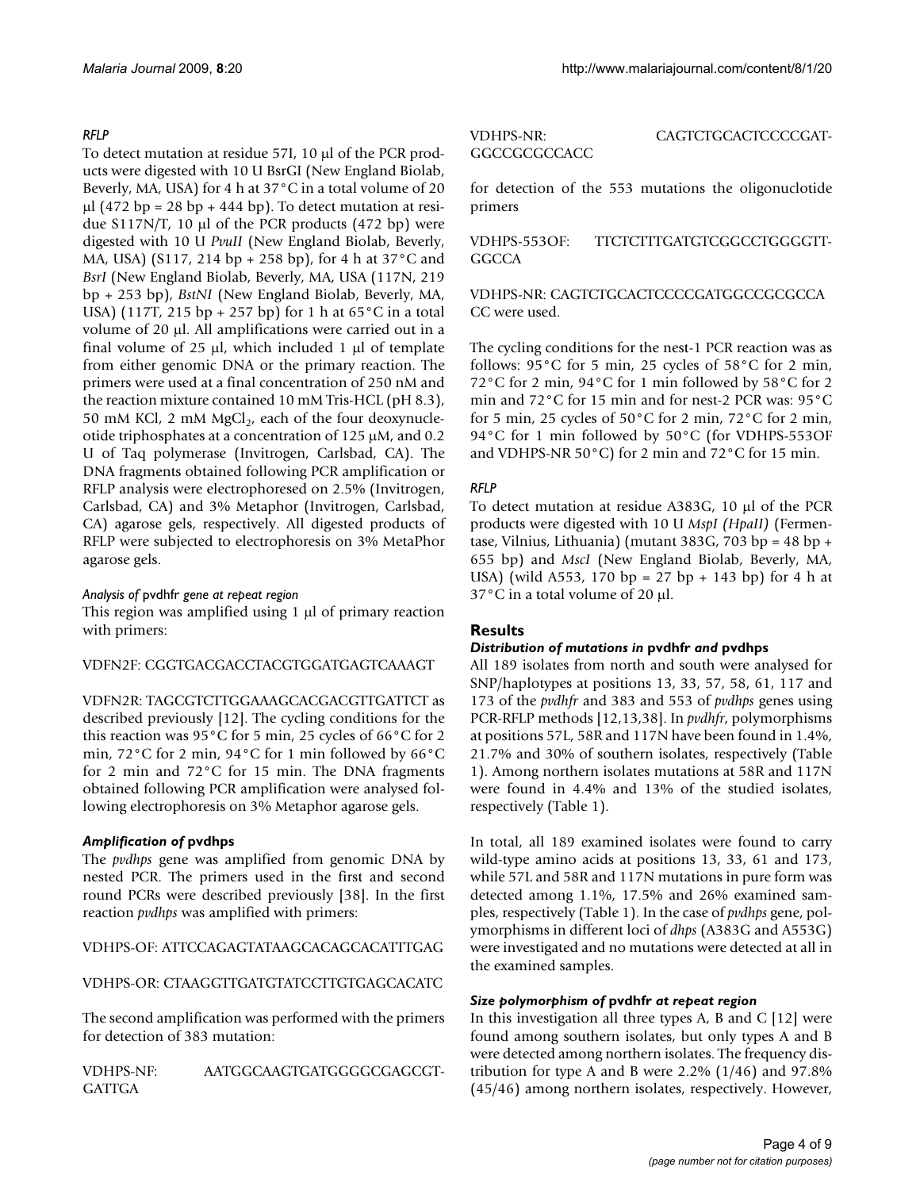*RFLP*

To detect mutation at residue 57I, 10 μl of the PCR products were digested with 10 U BsrGI (New England Biolab, Beverly, MA, USA) for 4 h at 37°C in a total volume of 20 μl (472 bp = 28 bp + 444 bp). To detect mutation at residue S117N/T, 10 μl of the PCR products (472 bp) were digested with 10 U *PvuII* (New England Biolab, Beverly, MA, USA) (S117, 214 bp + 258 bp), for 4 h at 37°C and *BsrI* (New England Biolab, Beverly, MA, USA (117N, 219 bp + 253 bp), *BstNI* (New England Biolab, Beverly, MA, USA) (117T, 215 bp + 257 bp) for 1 h at 65°C in a total volume of 20 μl. All amplifications were carried out in a final volume of 25 μl, which included 1 μl of template from either genomic DNA or the primary reaction. The primers were used at a final concentration of 250 nM and the reaction mixture contained 10 mM Tris-HCL (pH 8.3), 50 mM KCl, 2 mM $MgCl_2$, each of the four deoxynucleotide triphosphates at a concentration of 125 μM, and 0.2 U of Taq polymerase (Invitrogen, Carlsbad, CA). The DNA fragments obtained following PCR amplification or RFLP analysis were electrophoresed on 2.5% (Invitrogen, Carlsbad, CA) and 3% Metaphor (Invitrogen, Carlsbad, CA) agarose gels, respectively. All digested products of RFLP were subjected to electrophoresis on 3% MetaPhor agarose gels.

*Analysis of* pvdhfr *gene at repeat region*

This region was amplified using 1 μl of primary reaction with primers:

VDFN2F: CGGTGACGACCTACGTGGATGAGTCAAAGT

VDFN2R: TAGCGTCTTGGAAAGCACGACGTTGATTCT as described previously [12]. The cycling conditions for the this reaction was 95°C for 5 min, 25 cycles of 66°C for 2 min, 72°C for 2 min, 94°C for 1 min followed by 66°C for 2 min and 72°C for 15 min. The DNA fragments obtained following PCR amplification were analysed following electrophoresis on 3% Metaphor agarose gels.

### *Amplification of* pvdhps

The *pvdhps* gene was amplified from genomic DNA by nested PCR. The primers used in the first and second round PCRs were described previously [38]. In the first reaction *pvdhps* was amplified with primers:

VDHPS-OF: ATTCCAGAGTATAAGCACAGCACATTTGAG

VDHPS-OR: CTAAGGTTGATGTATCCTTGTGAGCACATC

The second amplification was performed with the primers for detection of 383 mutation:

VDHPS-NF: AATGGCAAGTGATGGGGCGAGCGTGATTGA

VDHPS-NR: CAGTCTGCACTCCCCGATGGCCGCGCCACC

for detection of the 553 mutations the oligonuclotide primers

VDHPS-553OF: TTCTCTTTGATGTCGGCCTGGGGTTGGCCA

VDHPS-NR: CAGTCTGCACTCCCCGATGGCCGCGCCACC were used.

The cycling conditions for the nest-1 PCR reaction was as follows: 95°C for 5 min, 25 cycles of 58°C for 2 min, 72°C for 2 min, 94°C for 1 min followed by 58°C for 2 min and 72°C for 15 min and for nest-2 PCR was: 95°C for 5 min, 25 cycles of 50°C for 2 min, 72°C for 2 min, 94°C for 1 min followed by 50°C (for VDHPS-553OF and VDHPS-NR 50°C) for 2 min and 72°C for 15 min.

*RFLP*

To detect mutation at residue A383G, 10 μl of the PCR products were digested with 10 U *MspI (HpaII)* (Fermentase, Vilnius, Lithuania) (mutant 383G, 703 bp = 48 bp + 655 bp) and *MscI* (New England Biolab, Beverly, MA, USA) (wild A553, 170 bp = 27 bp + 143 bp) for 4 h at 37°C in a total volume of 20 μl.

## Results

### *Distribution of mutations in* pvdhfr *and* pvdhps

All 189 isolates from north and south were analysed for SNP/haplotypes at positions 13, 33, 57, 58, 61, 117 and 173 of the *pvdhfr* and 383 and 553 of *pvdhps* genes using PCR-RFLP methods [12,13,38]. In *pvdhfr*, polymorphisms at positions 57L, 58R and 117N have been found in 1.4%, 21.7% and 30% of southern isolates, respectively (Table 1). Among northern isolates mutations at 58R and 117N were found in 4.4% and 13% of the studied isolates, respectively (Table 1).

In total, all 189 examined isolates were found to carry wild-type amino acids at positions 13, 33, 61 and 173, while 57L and 58R and 117N mutations in pure form was detected among 1.1%, 17.5% and 26% examined samples, respectively (Table 1). In the case of *pvdhps* gene, polymorphisms in different loci of *dhps* (A383G and A553G) were investigated and no mutations were detected at all in the examined samples.

### *Size polymorphism of* pvdhfr *at repeat region*

In this investigation all three types A, B and C [12] were found among southern isolates, but only types A and B were detected among northern isolates. The frequency distribution for type A and B were 2.2% (1/46) and 97.8% (45/46) among northern isolates, respectively. However,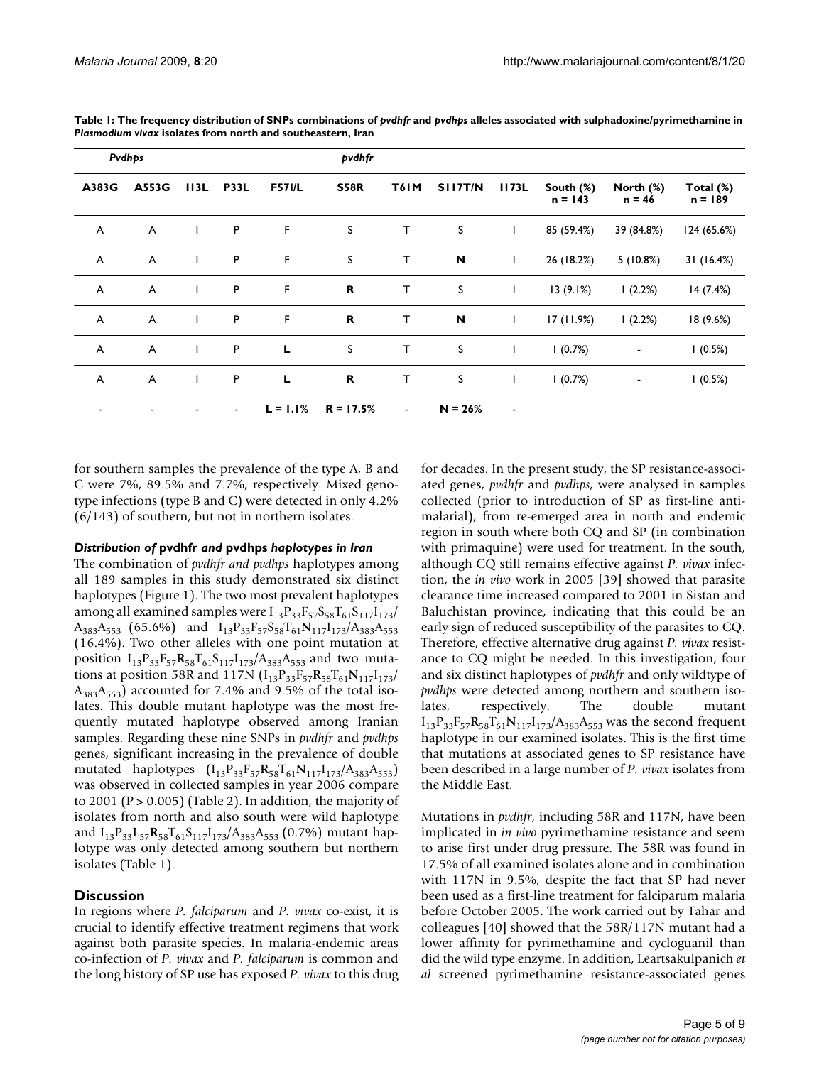**Table 1: The frequency distribution of SNPs combinations of *pvdhfr* and *pvdhps* alleles associated with sulphadoxine/pyrimethamine in *Plasmodium vivax* isolates from north and southeastern, Iran**

| *Pvdhps* | | *pvdhfr* | | | | | | | | | |
|---|---|---|---|---|---|---|---|---|---|---|---|
| **A383G** | **A553G** | **I13L** | **P33L** | **F57I/L** | **S58R** | **T61M** | **S117T/N** | **I173L** | **South (%) n = 143** | **North (%) n = 46** | **Total (%) n = 189** |
| A | A | I | P | F | S | T | S | I | 85 (59.4%) | 39 (84.8%) | 124 (65.6%) |
| A | A | I | P | F | S | T | **N** | I | 26 (18.2%) | 5 (10.8%) | 31 (16.4%) |
| A | A | I | P | F | **R** | T | S | I | 13 (9.1%) | 1 (2.2%) | 14 (7.4%) |
| A | A | I | P | F | **R** | T | **N** | I | 17 (11.9%) | 1 (2.2%) | 18 (9.6%) |
| A | A | I | P | **L** | S | T | S | I | 1 (0.7%) | - | 1 (0.5%) |
| A | A | I | P | **L** | **R** | T | S | I | 1 (0.7%) | - | 1 (0.5%) |
| - | - | - | - | **L = 1.1%** | **R = 17.5%** | - | **N = 26%** | - | | | |

for southern samples the prevalence of the type A, B and C were 7%, 89.5% and 7.7%, respectively. Mixed genotype infections (type B and C) were detected in only 4.2% (6/143) of southern, but not in northern isolates.

### *Distribution of* pvdhfr *and* pvdhps *haplotypes in Iran*

The combination of *pvdhfr and pvdhps* haplotypes among all 189 samples in this study demonstrated six distinct haplotypes (Figure 1). The two most prevalent haplotypes among all examined samples were $I_{13}P_{33}F_{57}S_{58}T_{61}S_{117}I_{173}/A_{383}A_{553}$ (65.6%) and $I_{13}P_{33}F_{57}S_{58}T_{61}\mathbf{N}_{117}I_{173}/A_{383}A_{553}$ (16.4%). Two other alleles with one point mutation at position $I_{13}P_{33}F_{57}\mathbf{R}_{58}T_{61}S_{117}I_{173}/A_{383}A_{553}$ and two mutations at position 58R and 117N ($I_{13}P_{33}F_{57}\mathbf{R}_{58}T_{61}\mathbf{N}_{117}I_{173}/A_{383}A_{553}$) accounted for 7.4% and 9.5% of the total isolates. This double mutant haplotype was the most frequently mutated haplotype observed among Iranian samples. Regarding these nine SNPs in *pvdhfr* and *pvdhps* genes, significant increasing in the prevalence of double mutated haplotypes ($I_{13}P_{33}F_{57}\mathbf{R}_{58}T_{61}\mathbf{N}_{117}I_{173}/A_{383}A_{553}$) was observed in collected samples in year 2006 compare to 2001 ($P > 0.005$) (Table 2). In addition, the majority of isolates from north and also south were wild haplotype and $I_{13}P_{33}\mathbf{L}_{57}\mathbf{R}_{58}T_{61}S_{117}I_{173}/A_{383}A_{553}$ (0.7%) mutant haplotype was only detected among southern but northern isolates (Table 1).

## Discussion

In regions where *P. falciparum* and *P. vivax* co-exist, it is crucial to identify effective treatment regimens that work against both parasite species. In malaria-endemic areas co-infection of *P. vivax* and *P. falciparum* is common and the long history of SP use has exposed *P. vivax* to this drug for decades. In the present study, the SP resistance-associated genes, *pvdhfr* and *pvdhps*, were analysed in samples collected (prior to introduction of SP as first-line antimalarial), from re-emerged area in north and endemic region in south where both CQ and SP (in combination with primaquine) were used for treatment. In the south, although CQ still remains effective against *P. vivax* infection, the *in vivo* work in 2005 [39] showed that parasite clearance time increased compared to 2001 in Sistan and Baluchistan province, indicating that this could be an early sign of reduced susceptibility of the parasites to CQ. Therefore, effective alternative drug against *P. vivax* resistance to CQ might be needed. In this investigation, four and six distinct haplotypes of *pvdhfr* and only wildtype of *pvdhps* were detected among northern and southern isolates, respectively. The double mutant $I_{13}P_{33}F_{57}\mathbf{R}_{58}T_{61}\mathbf{N}_{117}I_{173}/A_{383}A_{553}$ was the second frequent haplotype in our examined isolates. This is the first time that mutations at associated genes to SP resistance have been described in a large number of *P. vivax* isolates from the Middle East.

Mutations in *pvdhfr*, including 58R and 117N, have been implicated in *in vivo* pyrimethamine resistance and seem to arise first under drug pressure. The 58R was found in 17.5% of all examined isolates alone and in combination with 117N in 9.5%, despite the fact that SP had never been used as a first-line treatment for falciparum malaria before October 2005. The work carried out by Tahar and colleagues [40] showed that the 58R/117N mutant had a lower affinity for pyrimethamine and cycloguanil than did the wild type enzyme. In addition, Leartsakulpanich *et al* screened pyrimethamine resistance-associated genes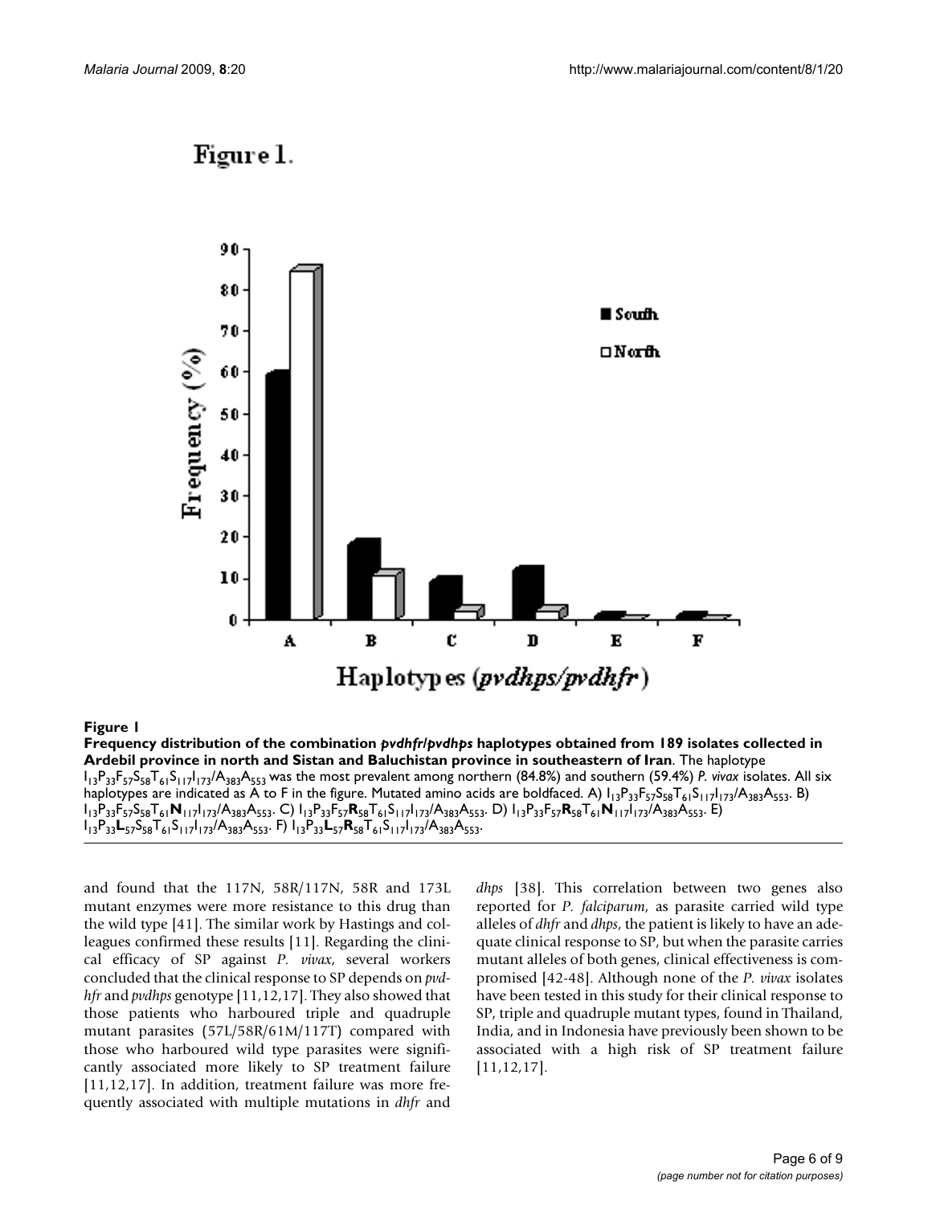**Figure 1**

**Frequency distribution of the combination *pvdhfr*/*pvdhps* haplotypes obtained from 189 isolates collected in Ardebil province in north and Sistan and Baluchistan province in southeastern of Iran**. The haplotype $I_{13}P_{33}F_{57}S_{58}T_{61}S_{117}I_{173}/A_{383}A_{553}$ was the most prevalent among northern (84.8%) and southern (59.4%) *P. vivax* isolates. All six haplotypes are indicated as A to F in the figure. Mutated amino acids are boldfaced. A) $I_{13}P_{33}F_{57}S_{58}T_{61}S_{117}I_{173}/A_{383}A_{553}$. B) $I_{13}P_{33}F_{57}S_{58}T_{61}\mathbf{N}_{117}I_{173}/A_{383}A_{553}$. C) $I_{13}P_{33}F_{57}\mathbf{R}_{58}T_{61}S_{117}I_{173}/A_{383}A_{553}$. D) $I_{13}P_{33}F_{57}\mathbf{R}_{58}T_{61}\mathbf{N}_{117}I_{173}/A_{383}A_{553}$. E) $I_{13}P_{33}\mathbf{L}_{57}S_{58}T_{61}S_{117}I_{173}/A_{383}A_{553}$. F) $I_{13}P_{33}\mathbf{L}_{57}\mathbf{R}_{58}T_{61}S_{117}I_{173}/A_{383}A_{553}$.

and found that the 117N, 58R/117N, 58R and 173L mutant enzymes were more resistance to this drug than the wild type [41]. The similar work by Hastings and colleagues confirmed these results [11]. Regarding the clinical efficacy of SP against *P. vivax*, several workers concluded that the clinical response to SP depends on *pvdhfr* and *pvdhps* genotype [11,12,17]. They also showed that those patients who harboured triple and quadruple mutant parasites (57L/58R/61M/117T) compared with those who harboured wild type parasites were significantly associated more likely to SP treatment failure [11,12,17]. In addition, treatment failure was more frequently associated with multiple mutations in *dhfr* and *dhps* [38]. This correlation between two genes also reported for *P. falciparum*, as parasite carried wild type alleles of *dhfr* and *dhps*, the patient is likely to have an adequate clinical response to SP, but when the parasite carries mutant alleles of both genes, clinical effectiveness is compromised [42-48]. Although none of the *P. vivax* isolates have been tested in this study for their clinical response to SP, triple and quadruple mutant types, found in Thailand, India, and in Indonesia have previously been shown to be associated with a high risk of SP treatment failure [11,12,17].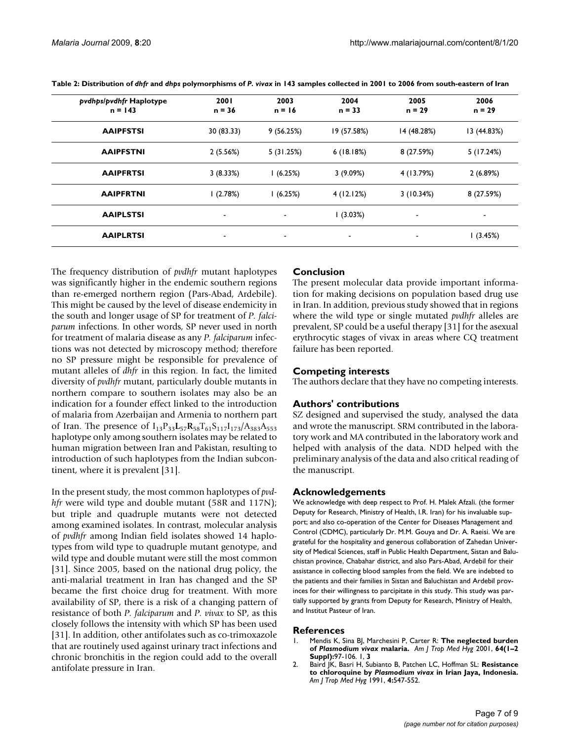**Table 2: Distribution of *dhfr* and *dhps* polymorphisms of *P. vivax* in 143 samples collected in 2001 to 2006 from south-eastern of Iran**

| *pvdhps/pvdhfr* Haplotype n = 143 | 2001 n = 36 | 2003 n = 16 | 2004 n = 33 | 2005 n = 29 | 2006 n = 29 |
|---|---|---|---|---|---|
| **AAIPFSTSI** | 30 (83.33) | 9 (56.25%) | 19 (57.58%) | 14 (48.28%) | 13 (44.83%) |
| **AAIPFSTNI** | 2 (5.56%) | 5 (31.25%) | 6 (18.18%) | 8 (27.59%) | 5 (17.24%) |
| **AAIPFRTSI** | 3 (8.33%) | 1 (6.25%) | 3 (9.09%) | 4 (13.79%) | 2 (6.89%) |
| **AAIPFRTNI** | 1 (2.78%) | 1 (6.25%) | 4 (12.12%) | 3 (10.34%) | 8 (27.59%) |
| **AAIPLSTSI** | - | - | 1 (3.03%) | - | - |
| **AAIPLRTSI** | - | - | - | - | 1 (3.45%) |

The frequency distribution of *pvdhfr* mutant haplotypes was significantly higher in the endemic southern regions than re-emerged northern region (Pars-Abad, Ardebile). This might be caused by the level of disease endemicity in the south and longer usage of SP for treatment of *P. falciparum* infections. In other words, SP never used in north for treatment of malaria disease as any *P. falciparum* infections was not detected by microscopy method; therefore no SP pressure might be responsible for prevalence of mutant alleles of *dhfr* in this region. In fact, the limited diversity of *pvdhfr* mutant, particularly double mutants in northern compare to southern isolates may also be an indication for a founder effect linked to the introduction of malaria from Azerbaijan and Armenia to northern part of Iran. The presence of $I_{13}P_{33}\mathbf{L}_{57}\mathbf{R}_{58}T_{61}S_{117}I_{173}/A_{383}A_{553}$ haplotype only among southern isolates may be related to human migration between Iran and Pakistan, resulting to introduction of such haplotypes from the Indian subcontinent, where it is prevalent [31].

In the present study, the most common haplotypes of *pvdhfr* were wild type and double mutant (58R and 117N); but triple and quadruple mutants were not detected among examined isolates. In contrast, molecular analysis of *pvdhfr* among Indian field isolates showed 14 haplotypes from wild type to quadruple mutant genotype, and wild type and double mutant were still the most common [31]. Since 2005, based on the national drug policy, the anti-malarial treatment in Iran has changed and the SP became the first choice drug for treatment. With more availability of SP, there is a risk of a changing pattern of resistance of both *P. falciparum* and *P. vivax* to SP, as this closely follows the intensity with which SP has been used [31]. In addition, other antifolates such as co-trimoxazole that are routinely used against urinary tract infections and chronic bronchitis in the region could add to the overall antifolate pressure in Iran.

## Conclusion

The present molecular data provide important information for making decisions on population based drug use in Iran. In addition, previous study showed that in regions where the wild type or single mutated *pvdhfr* alleles are prevalent, SP could be a useful therapy [31] for the asexual erythrocytic stages of vivax in areas where CQ treatment failure has been reported.

## Competing interests

The authors declare that they have no competing interests.

## Authors' contributions

SZ designed and supervised the study, analysed the data and wrote the manuscript. SRM contributed in the laboratory work and MA contributed in the laboratory work and helped with analysis of the data. NDD helped with the preliminary analysis of the data and also critical reading of the manuscript.

## Acknowledgements

We acknowledge with deep respect to Prof. H. Malek Afzali. (the former Deputy for Research, Ministry of Health, I.R. Iran) for his invaluable support; and also co-operation of the Center for Diseases Management and Control (CDMC), particularly Dr. M.M. Gouya and Dr. A. Raeisi. We are grateful for the hospitality and generous collaboration of Zahedan University of Medical Sciences, staff in Public Health Department, Sistan and Baluchistan province, Chabahar district, and also Pars-Abad, Ardebil for their assistance in collecting blood samples from the field. We are indebted to the patients and their families in Sistan and Baluchistan and Ardebil provinces for their willingness to parcipitate in this study. This study was partially supported by grants from Deputy for Research, Ministry of Health, and Institut Pasteur of Iran.

## References

1. Mendis K, Sina BJ, Marchesini P, Carter R: **The neglected burden of *Plasmodium vivax* malaria.** *Am J Trop Med Hyg* 2001, **64(1–2 Suppl):**97-106. 1, **3**
2. Baird JK, Basri H, Subianto B, Patchen LC, Hoffman SL: **Resistance to chloroquine by *Plasmodium vivax* in Irian Jaya, Indonesia.** *Am J Trop Med Hyg* 1991, **4:**547-552.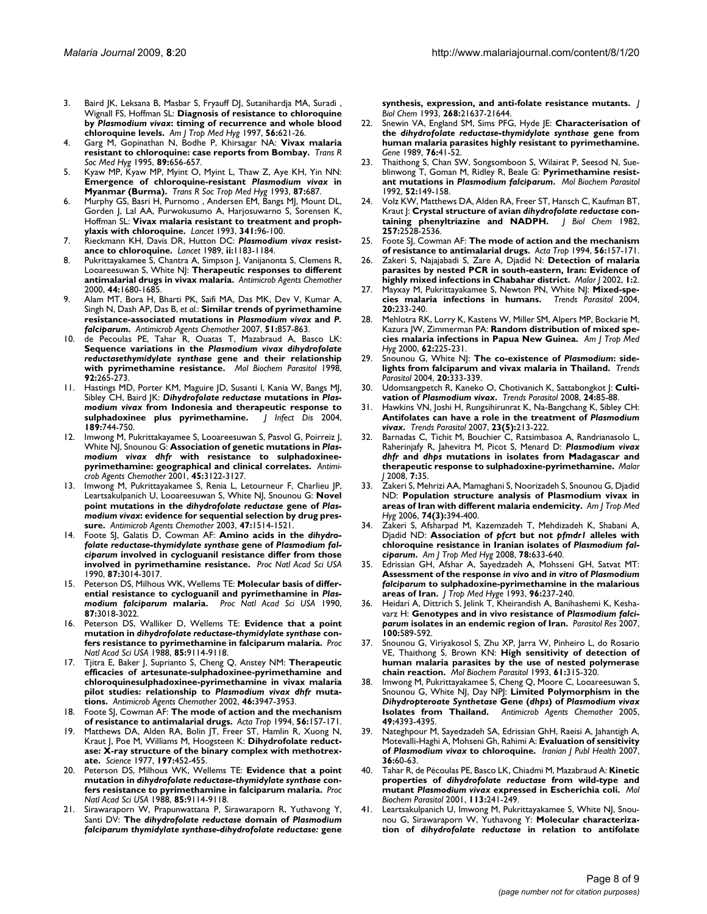3. Baird JK, Leksana B, Masbar S, Fryauff DJ, Sutanihardja MA, Suradi , Wignall FS, Hoffman SL: **Diagnosis of resistance to chloroquine by *Plasmodium vivax*: timing of recurrence and whole blood chloroquine levels.** *Am J Trop Med Hyg* 1997, **56:**621-26.
4. Garg M, Gopinathan N, Bodhe P, Khirsagar NA: **Vivax malaria resistant to chloroquine: case reports from Bombay.** *Trans R Soc Med Hyg* 1995, **89:**656-657.
5. Kyaw MP, Kyaw MP, Myint O, Myint L, Thaw Z, Aye KH, Yin NN: **Emergence of chloroquine-resistant *Plasmodium vivax* in Myanmar (Burma).** *Trans R Soc Trop Med Hyg* 1993, **87:**687.
6. Murphy GS, Basri H, Purnomo , Andersen EM, Bangs MJ, Mount DL, Gorden J, Lal AA, Purwokusumo A, Harjosuwarno S, Sorensen K, Hoffman SL: **Vivax malaria resistant to treatment and prophylaxis with chloroquine.** *Lancet* 1993, **341:**96-100.
7. Rieckmann KH, Davis DR, Hutton DC: ***Plasmodium vivax* resistance to chloroquine.** *Lancet* 1989, **ii:**1183-1184.
8. Pukrittayakamee S, Chantra A, Simpson J, Vanijanonta S, Clemens R, Looareesuwan S, White NJ: **Therapeutic responses to different antimalarial drugs in vivax malaria.** *Antimicrob Agents Chemother* 2000, **44:**1680-1685.
9. Alam MT, Bora H, Bharti PK, Saifi MA, Das MK, Dev V, Kumar A, Singh N, Dash AP, Das B, *et al.*: **Similar trends of pyrimethamine resistance-associated mutations in *Plasmodium vivax* and *P. falciparum*.** *Antimicrob Agents Chemother* 2007, **51:**857-863.
10. de Pecoulas PE, Tahar R, Ouatas T, Mazabraud A, Basco LK: **Sequence variations in the *Plasmodium vivax dihydrofolate reductasethymidylate synthase* gene and their relationship with pyrimethamine resistance.** *Mol Biochem Parasitol* 1998, **92:**265-273.
11. Hastings MD, Porter KM, Maguire JD, Susanti I, Kania W, Bangs MJ, Sibley CH, Baird JK: ***Dihydrofolate reductase* mutations in *Plasmodium vivax* from Indonesia and therapeutic response to sulphadoxinee plus pyrimethamine.** *J Infect Dis* 2004, **189:**744-750.
12. Imwong M, Pukrittakayamee S, Looareesuwan S, Pasvol G, Poirreiz J, White NJ, Snounou G: **Association of genetic mutations in *Plasmodium vivax dhfr* with resistance to sulphadoxinee-pyrimethamine: geographical and clinical correlates.** *Antimicrob Agents Chemother* 2001, **45:**3122-3127.
13. Imwong M, Pukrittayakamee S, Renia L, Letourneur F, Charlieu JP, Leartsakulpanich U, Looareesuwan S, White NJ, Snounou G: **Novel point mutations in the *dihydrofolate reductase* gene of *Plasmodium vivax*: evidence for sequential selection by drug pressure.** *Antimicrob Agents Chemother* 2003, **47:**1514-1521.
14. Foote SJ, Galatis D, Cowman AF: **Amino acids in the *dihydrofolate reductase-thymidylate synthase* gene of *Plasmodium falciparum* involved in cycloguanil resistance differ from those involved in pyrimethamine resistance.** *Proc Natl Acad Sci USA* 1990, **87:**3014-3017.
15. Peterson DS, Milhous WK, Wellems TE: **Molecular basis of differential resistance to cycloguanil and pyrimethamine in *Plasmodium falciparum* malaria.** *Proc Natl Acad Sci USA* 1990, **87:**3018-3022.
16. Peterson DS, Walliker D, Wellems TE: **Evidence that a point mutation in *dihydrofolate reductase-thymidylate synthase* confers resistance to pyrimethamine in falciparum malaria.** *Proc Natl Acad Sci USA* 1988, **85:**9114-9118.
17. Tjitra E, Baker J, Suprianto S, Cheng Q, Anstey NM: **Therapeutic efficacies of artesunate-sulphadoxinee-pyrimethamine and chloroquinesulphadoxinee-pyrimethamine in vivax malaria pilot studies: relationship to *Plasmodium vivax dhfr* mutations.** *Antimicrob Agents Chemother* 2002, **46:**3947-3953.
18. Foote SJ, Cowman AF: **The mode of action and the mechanism of resistance to antimalarial drugs.** *Acta Trop* 1994, **56:**157-171.
19. Matthews DA, Alden RA, Bolin JT, Freer ST, Hamlin R, Xuong N, Kraut J, Poe M, Williams M, Hoogsteen K: **Dihydrofolate reductase: X-ray structure of the binary complex with methotrexate.** *Science* 1977, **197:**452-455.
20. Peterson DS, Milhous WK, Wellems TE: **Evidence that a point mutation in *dihydrofolate reductase-thymidylate synthase* confers resistance to pyrimethamine in falciparum malaria.** *Proc Natl Acad Sci USA* 1988, **85:**9114-9118.
21. Sirawaraporn W, Prapunwattana P, Sirawaraporn R, Yuthavong Y, Santi DV: **The *dihydrofolate reductase* domain of *Plasmodium falciparum thymidylate synthase-dihydrofolate reductase:* gene synthesis, expression, and anti-folate resistance mutants.** *J Biol Chem* 1993, **268:**21637-21644.
22. Snewin VA, England SM, Sims PFG, Hyde JE: **Characterisation of the *dihydrofolate reductase-thymidylate synthase* gene from human malaria parasites highly resistant to pyrimethamine.** *Gene* 1989, **76:**41-52.
23. Thaithong S, Chan SW, Songsomboon S, Wilairat P, Seesod N, Sueblinwong T, Goman M, Ridley R, Beale G: **Pyrimethamine resistant mutations in *Plasmodium falciparum*.** *Mol Biochem Parasitol* 1992, **52:**149-158.
24. Volz KW, Matthews DA, Alden RA, Freer ST, Hansch C, Kaufman BT, Kraut J: **Crystal structure of avian *dihydrofolate reductase* containing phenyltriazine and NADPH.** *J Biol Chem* 1982, **257:**2528-2536.
25. Foote SJ, Cowman AF: **The mode of action and the mechanism of resistance to antimalarial drugs.** *Acta Trop* 1994, **56:**157-171.
26. Zakeri S, Najajabadi S, Zare A, Djadid N: **Detection of malaria parasites by nested PCR in south-eastern, Iran: Evidence of highly mixed infections in Chabahar district.** *Malar J* 2002, **1:**2.
27. Mayxay M, Pukrittayakamee S, Newton PN, White NJ: **Mixed-species malaria infections in humans.** *Trends Parasitol* 2004, **20:**233-240.
28. Mehlotra RK, Lorry K, Kastens W, Miller SM, Alpers MP, Bockarie M, Kazura JW, Zimmerman PA: **Random distribution of mixed species malaria infections in Papua New Guinea.** *Am J Trop Med Hyg* 2000, **62:**225-231.
29. Snounou G, White NJ: **The co-existence of *Plasmodium*: sidelights from falciparum and vivax malaria in Thailand.** *Trends Parasitol* 2004, **20:**333-339.
30. Udomsangpetch R, Kaneko O, Chotivanich K, Sattabongkot J: **Cultivation of *Plasmodium vivax*.** *Trends Parasitol* 2008, **24:**85-88.
31. Hawkins VN, Joshi H, Rungsihirunrat K, Na-Bangchang K, Sibley CH: **Antifolates can have a role in the treatment of *Plasmodium vivax*.** *Trends Parasitol* 2007, **23(5):**213-222.
32. Barnadas C, Tichit M, Bouchier C, Ratsimbasoa A, Randrianasolo L, Raherinjafy R, Jahevitra M, Picot S, Menard D: ***Plasmodium vivax dhfr* and *dhps* mutations in isolates from Madagascar and therapeutic response to sulphadoxine-pyrimethamine.** *Malar J* 2008, **7:**35.
33. Zakeri S, Mehrizi AA, Mamaghani S, Noorizadeh S, Snounou G, Djadid ND: **Population structure analysis of Plasmodium vivax in areas of Iran with different malaria endemicity.** *Am J Trop Med Hyg* 2006, **74(3):**394-400.
34. Zakeri S, Afsharpad M, Kazemzadeh T, Mehdizadeh K, Shabani A, Djadid ND: **Association of *pfcrt* but not *pfmdr1* alleles with chloroquine resistance in Iranian isolates of *Plasmodium falciparum*.** *Am J Trop Med Hyg* 2008, **78:**633-640.
35. Edrissian GH, Afshar A, Sayedzadeh A, Mohsseni GH, Satvat MT: **Assessment of the response *in vivo* and *in vitro* of *Plasmodium falciparum* to sulphadoxine-pyrimethamine in the malarious areas of Iran.** *J Trop Med Hyge* 1993, **96:**237-240.
36. Heidari A, Dittrich S, Jelink T, Kheirandish A, Banihashemi K, Keshavarz H: **Genotypes and in vivo resistance of *Plasmodium falciparum* isolates in an endemic region of Iran.** *Parasitol Res* 2007, **100:**589-592.
37. Snounou G, Viriyakosol S, Zhu XP, Jarra W, Pinheiro L, do Rosario VE, Thaithong S, Brown KN: **High sensitivity of detection of human malaria parasites by the use of nested polymerase chain reaction.** *Mol Biochem Parasitol* 1993, **61:**315-320.
38. Imwong M, Pukrittayakamee S, Cheng Q, Moore C, Looareesuwan S, Snounou G, White NJ, Day NPJ: **Limited Polymorphism in the *Dihydropteroate Synthetase* Gene (*dhps*) of *Plasmodium vivax* Isolates from Thailand.** *Antimicrob Agents Chemother* 2005, **49:**4393-4395.
39. Nateghpour M, Sayedzadeh SA, Edrissian GhH, Raeisi A, Jahantigh A, Motevalli-Haghi A, Mohseni Gh, Rahimi A: **Evaluation of sensitivity of *Plasmodium vivax* to chloroquine.** *Iranian J Publ Health* 2007, **36:**60-63.
40. Tahar R, de Pécoulas PE, Basco LK, Chiadmi M, Mazabraud A: **Kinetic properties of *dihydrofolate reductase* from wild-type and mutant *Plasmodium vivax* expressed in Escherichia coli.** *Mol Biochem Parasitol* 2001, **113:**241-249.
41. Leartsakulpanich U, Imwong M, Pukrittayakamee S, White NJ, Snounou G, Sirawaraporn W, Yuthavong Y: **Molecular characterization of *dihydrofolate reductase* in relation to antifolate**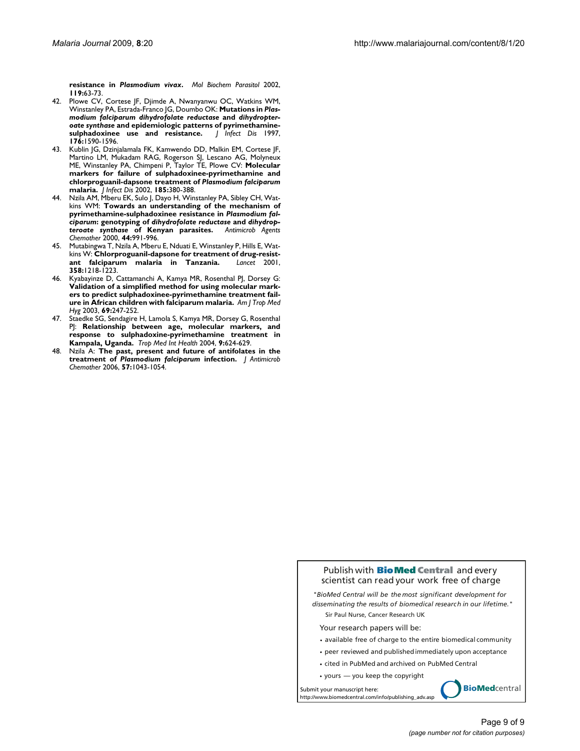**resistance in *Plasmodium vivax*.** *Mol Biochem Parasitol* 2002, **119:**63-73.

42. Plowe CV, Cortese JF, Djimde A, Nwanyanwu OC, Watkins WM, Winstanley PA, Estrada-Franco JG, Doumbo OK: **Mutations in *Plasmodium falciparum dihydrofolate reductase* and *dihydropteroate synthase* and epidemiologic patterns of pyrimethamine-sulphadoxinee use and resistance.** *J Infect Dis* 1997, **176:**1590-1596.
43. Kublin JG, Dzinjalamala FK, Kamwendo DD, Malkin EM, Cortese JF, Martino LM, Mukadam RAG, Rogerson SJ, Lescano AG, Molyneux ME, Winstanley PA, Chimpeni P, Taylor TE, Plowe CV: **Molecular markers for failure of sulphadoxinee-pyrimethamine and chlorproguanil-dapsone treatment of *Plasmodium falciparum* malaria.** *J Infect Dis* 2002, **185:**380-388.
44. Nzila AM, Mberu EK, Sulo J, Dayo H, Winstanley PA, Sibley CH, Watkins WM: **Towards an understanding of the mechanism of pyrimethamine-sulphadoxinee resistance in *Plasmodium falciparum*: genotyping of *dihydrofolate reductase* and *dihydropteroate synthase* of Kenyan parasites.** *Antimicrob Agents Chemother* 2000, **44:**991-996.
45. Mutabingwa T, Nzila A, Mberu E, Nduati E, Winstanley P, Hills E, Watkins W: **Chlorproguanil-dapsone for treatment of drug-resistant falciparum malaria in Tanzania.** *Lancet* 2001, **358:**1218-1223.
46. Kyabayinze D, Cattamanchi A, Kamya MR, Rosenthal PJ, Dorsey G: **Validation of a simplified method for using molecular markers to predict sulphadoxinee-pyrimethamine treatment failure in African children with falciparum malaria.** *Am J Trop Med Hyg* 2003, **69:**247-252.
47. Staedke SG, Sendagire H, Lamola S, Kamya MR, Dorsey G, Rosenthal PJ: **Relationship between age, molecular markers, and response to sulphadoxine-pyrimethamine treatment in Kampala, Uganda.** *Trop Med Int Health* 2004, **9:**624-629.
48. Nzila A: **The past, present and future of antifolates in the treatment of *Plasmodium falciparum* infection.** *J Antimicrob Chemother* 2006, **57:**1043-1054.

Publish with **BioMed Central** and every scientist can read your work free of charge

*"BioMed Central will be the most significant development for disseminating the results of biomedical research in our lifetime."*

Sir Paul Nurse, Cancer Research UK

Your research papers will be:

- available free of charge to the entire biomedical community
- peer reviewed and published immediately upon acceptance
- cited in PubMed and archived on PubMed Central
- yours — you keep the copyright

Submit your manuscript here:
http://www.biomedcentral.com/info/publishing_adv.asp

**BioMed**central